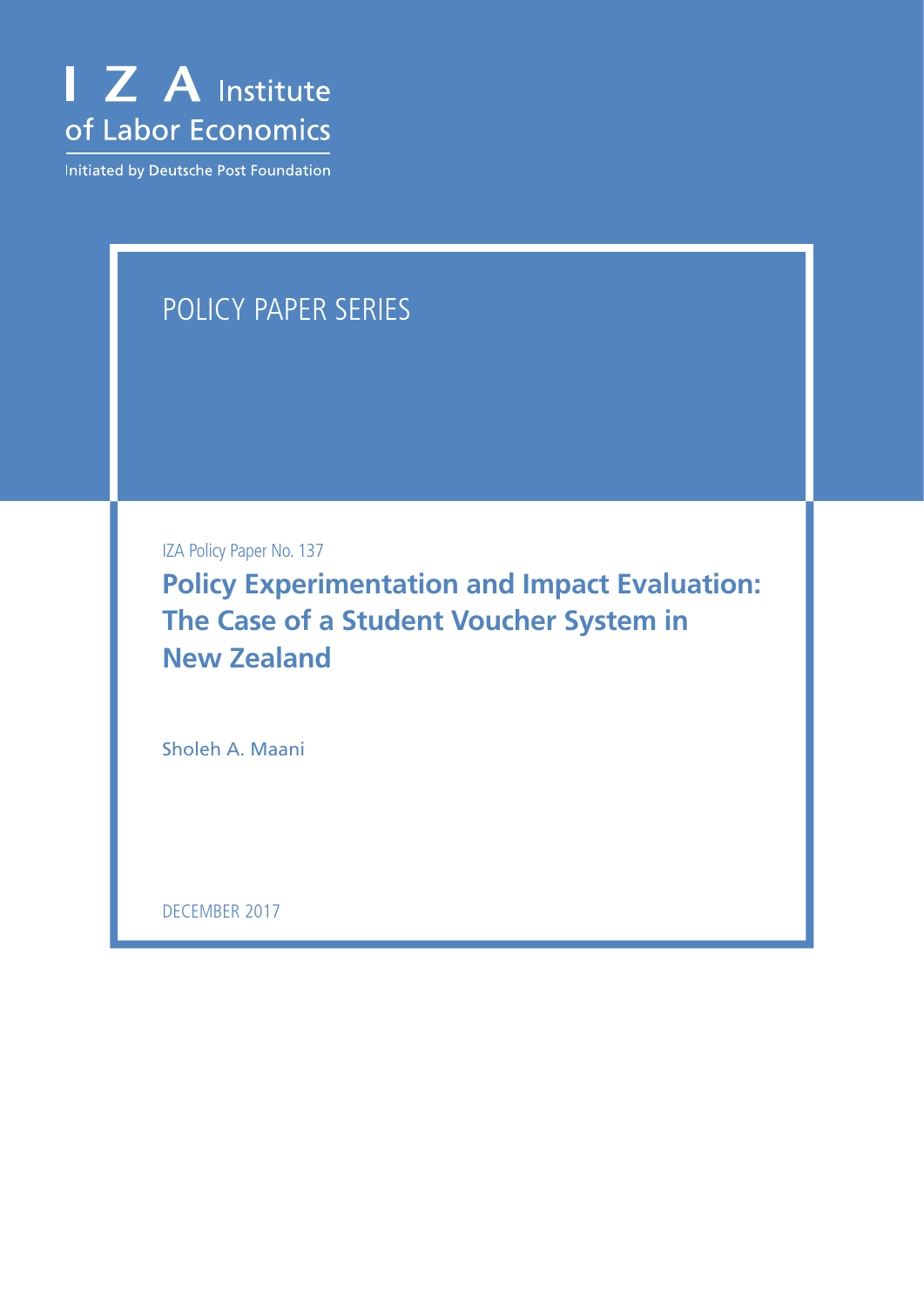I Z A Institute of Labor Economics

Initiated by Deutsche Post Foundation

POLICY PAPER SERIES

IZA Policy Paper No. 137

# Policy Experimentation and Impact Evaluation: The Case of a Student Voucher System in New Zealand

Sholeh A. Maani

DECEMBER 2017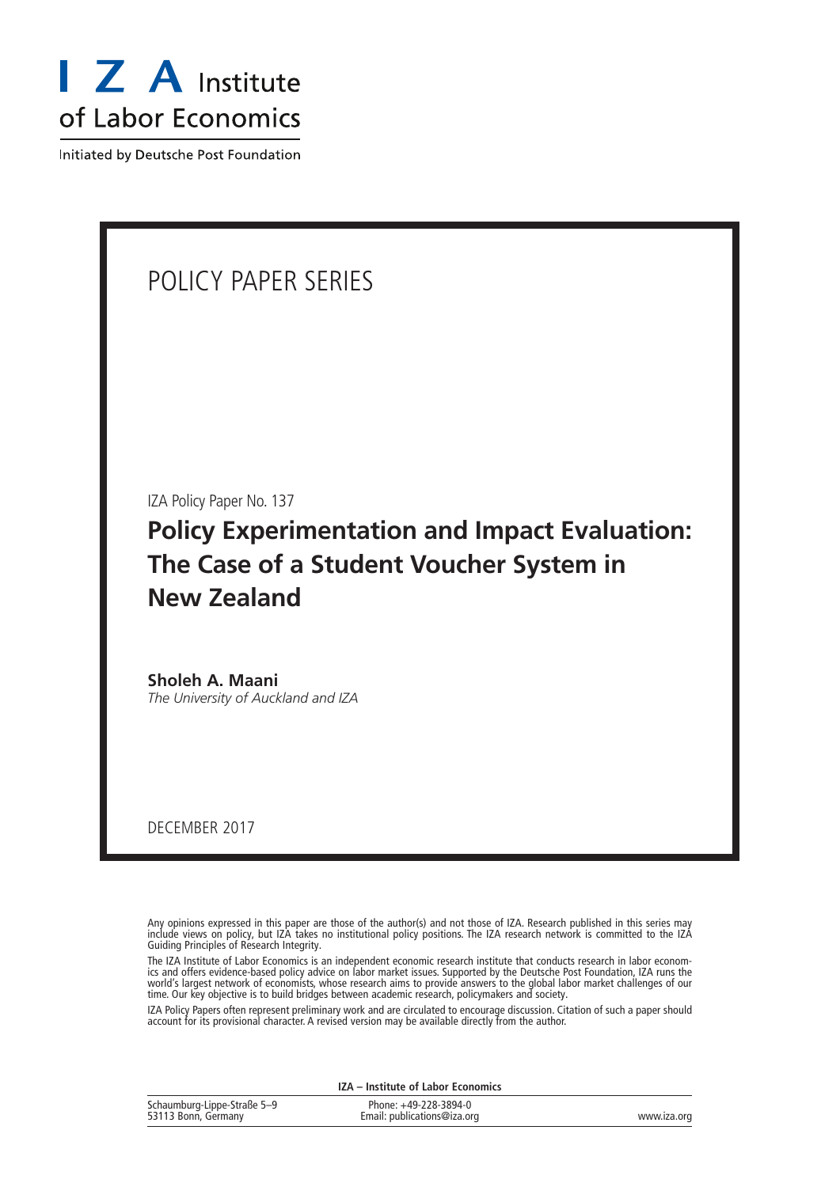# I Z A Institute of Labor Economics

Initiated by Deutsche Post Foundation

POLICY PAPER SERIES

IZA Policy Paper No. 137

## Policy Experimentation and Impact Evaluation: The Case of a Student Voucher System in New Zealand

**Sholeh A. Maani**
*The University of Auckland and IZA*

DECEMBER 2017

Any opinions expressed in this paper are those of the author(s) and not those of IZA. Research published in this series may include views on policy, but IZA takes no institutional policy positions. The IZA research network is committed to the IZA Guiding Principles of Research Integrity.

The IZA Institute of Labor Economics is an independent economic research institute that conducts research in labor economics and offers evidence-based policy advice on labor market issues. Supported by the Deutsche Post Foundation, IZA runs the world's largest network of economists, whose research aims to provide answers to the global labor market challenges of our time. Our key objective is to build bridges between academic research, policymakers and society.

IZA Policy Papers often represent preliminary work and are circulated to encourage discussion. Citation of such a paper should account for its provisional character. A revised version may be available directly from the author.

**IZA – Institute of Labor Economics**

Schaumburg-Lippe-Straße 5–9
53113 Bonn, Germany

Phone: +49-228-3894-0
Email: publications@iza.org

www.iza.org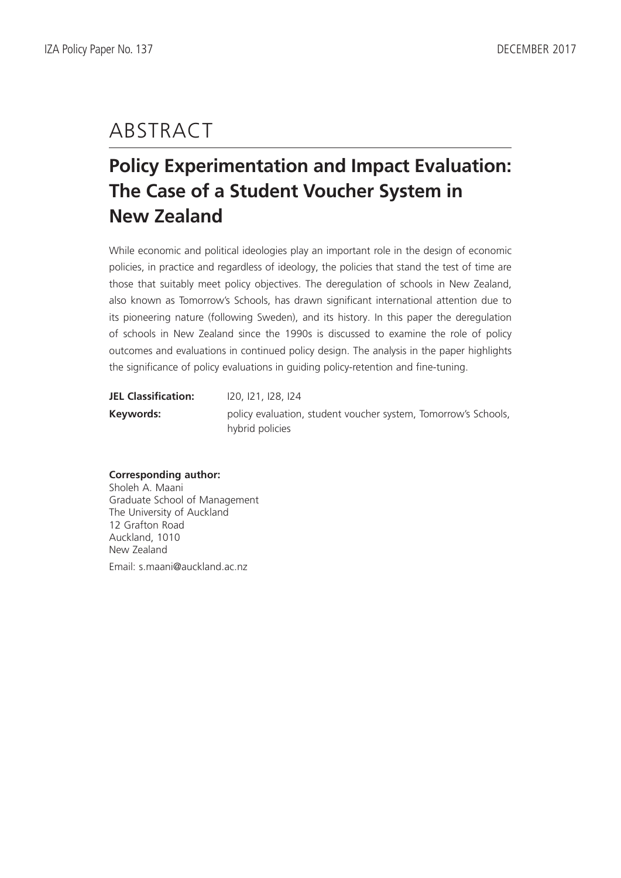# ABSTRACT

## Policy Experimentation and Impact Evaluation: The Case of a Student Voucher System in New Zealand

While economic and political ideologies play an important role in the design of economic policies, in practice and regardless of ideology, the policies that stand the test of time are those that suitably meet policy objectives. The deregulation of schools in New Zealand, also known as Tomorrow's Schools, has drawn significant international attention due to its pioneering nature (following Sweden), and its history. In this paper the deregulation of schools in New Zealand since the 1990s is discussed to examine the role of policy outcomes and evaluations in continued policy design. The analysis in the paper highlights the significance of policy evaluations in guiding policy-retention and fine-tuning.

**JEL Classification:** I20, I21, I28, I24

**Keywords:** policy evaluation, student voucher system, Tomorrow's Schools, hybrid policies

**Corresponding author:**
Sholeh A. Maani
Graduate School of Management
The University of Auckland
12 Grafton Road
Auckland, 1010
New Zealand

Email: s.maani@auckland.ac.nz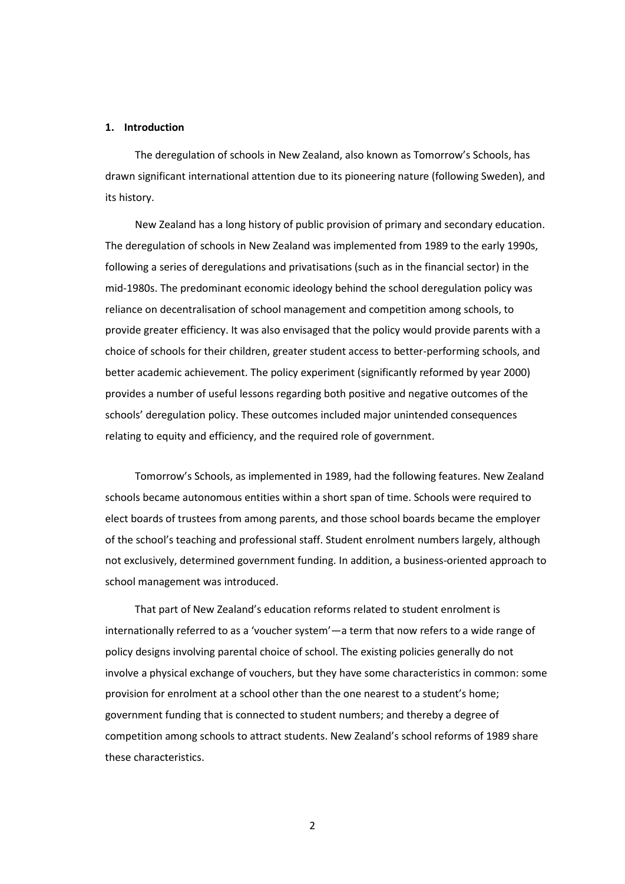## 1. Introduction

The deregulation of schools in New Zealand, also known as Tomorrow's Schools, has drawn significant international attention due to its pioneering nature (following Sweden), and its history.

New Zealand has a long history of public provision of primary and secondary education. The deregulation of schools in New Zealand was implemented from 1989 to the early 1990s, following a series of deregulations and privatisations (such as in the financial sector) in the mid-1980s. The predominant economic ideology behind the school deregulation policy was reliance on decentralisation of school management and competition among schools, to provide greater efficiency. It was also envisaged that the policy would provide parents with a choice of schools for their children, greater student access to better-performing schools, and better academic achievement. The policy experiment (significantly reformed by year 2000) provides a number of useful lessons regarding both positive and negative outcomes of the schools' deregulation policy. These outcomes included major unintended consequences relating to equity and efficiency, and the required role of government.

Tomorrow's Schools, as implemented in 1989, had the following features. New Zealand schools became autonomous entities within a short span of time. Schools were required to elect boards of trustees from among parents, and those school boards became the employer of the school's teaching and professional staff. Student enrolment numbers largely, although not exclusively, determined government funding. In addition, a business-oriented approach to school management was introduced.

That part of New Zealand's education reforms related to student enrolment is internationally referred to as a 'voucher system'—a term that now refers to a wide range of policy designs involving parental choice of school. The existing policies generally do not involve a physical exchange of vouchers, but they have some characteristics in common: some provision for enrolment at a school other than the one nearest to a student's home; government funding that is connected to student numbers; and thereby a degree of competition among schools to attract students. New Zealand's school reforms of 1989 share these characteristics.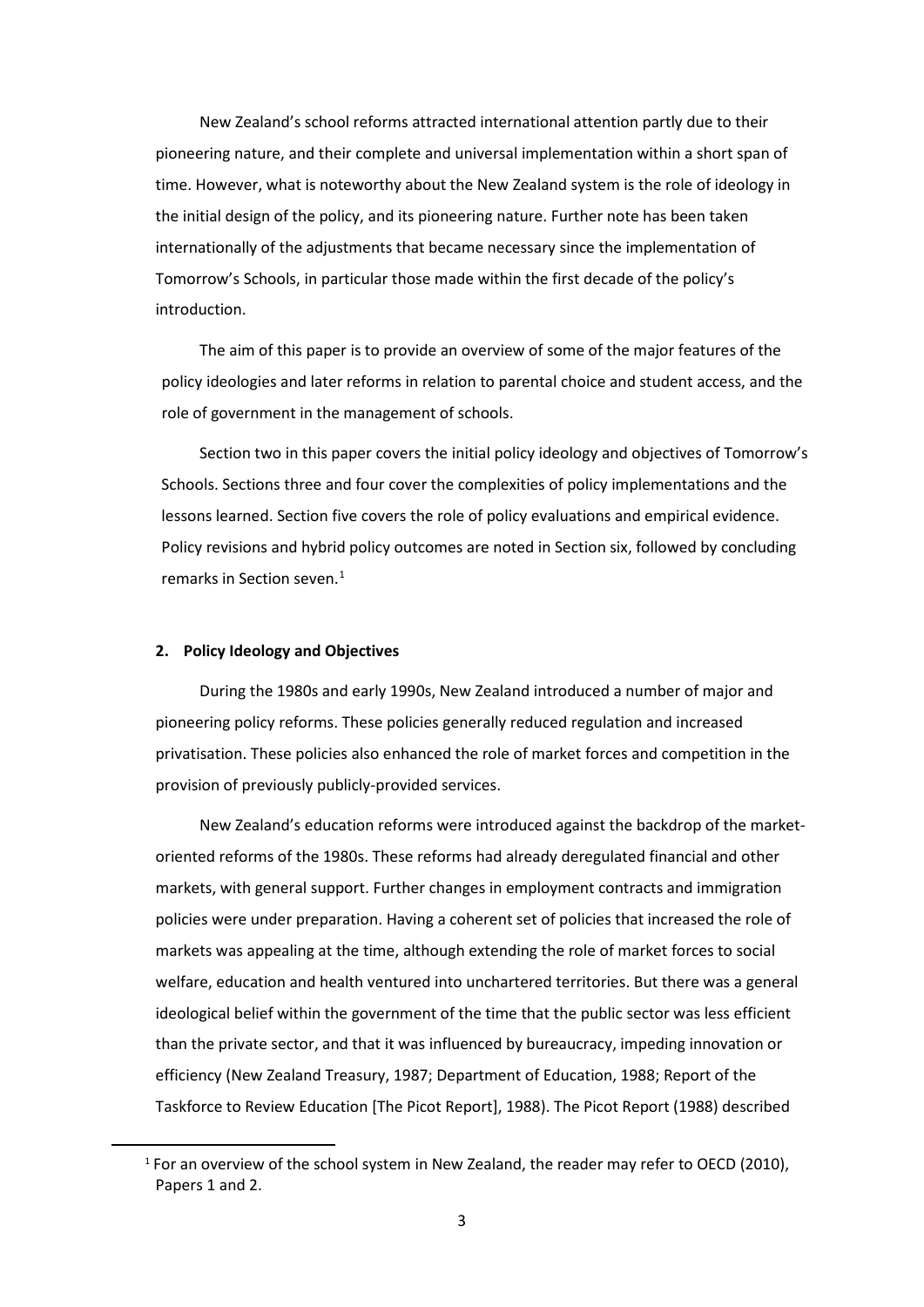New Zealand's school reforms attracted international attention partly due to their pioneering nature, and their complete and universal implementation within a short span of time. However, what is noteworthy about the New Zealand system is the role of ideology in the initial design of the policy, and its pioneering nature. Further note has been taken internationally of the adjustments that became necessary since the implementation of Tomorrow's Schools, in particular those made within the first decade of the policy's introduction.

The aim of this paper is to provide an overview of some of the major features of the policy ideologies and later reforms in relation to parental choice and student access, and the role of government in the management of schools.

Section two in this paper covers the initial policy ideology and objectives of Tomorrow's Schools. Sections three and four cover the complexities of policy implementations and the lessons learned. Section five covers the role of policy evaluations and empirical evidence. Policy revisions and hybrid policy outcomes are noted in Section six, followed by concluding remarks in Section seven.[1]

## 2. Policy Ideology and Objectives

During the 1980s and early 1990s, New Zealand introduced a number of major and pioneering policy reforms. These policies generally reduced regulation and increased privatisation. These policies also enhanced the role of market forces and competition in the provision of previously publicly-provided services.

New Zealand's education reforms were introduced against the backdrop of the market-oriented reforms of the 1980s. These reforms had already deregulated financial and other markets, with general support. Further changes in employment contracts and immigration policies were under preparation. Having a coherent set of policies that increased the role of markets was appealing at the time, although extending the role of market forces to social welfare, education and health ventured into unchartered territories. But there was a general ideological belief within the government of the time that the public sector was less efficient than the private sector, and that it was influenced by bureaucracy, impeding innovation or efficiency (New Zealand Treasury, 1987; Department of Education, 1988; Report of the Taskforce to Review Education [The Picot Report], 1988). The Picot Report (1988) described

[1] For an overview of the school system in New Zealand, the reader may refer to OECD (2010), Papers 1 and 2.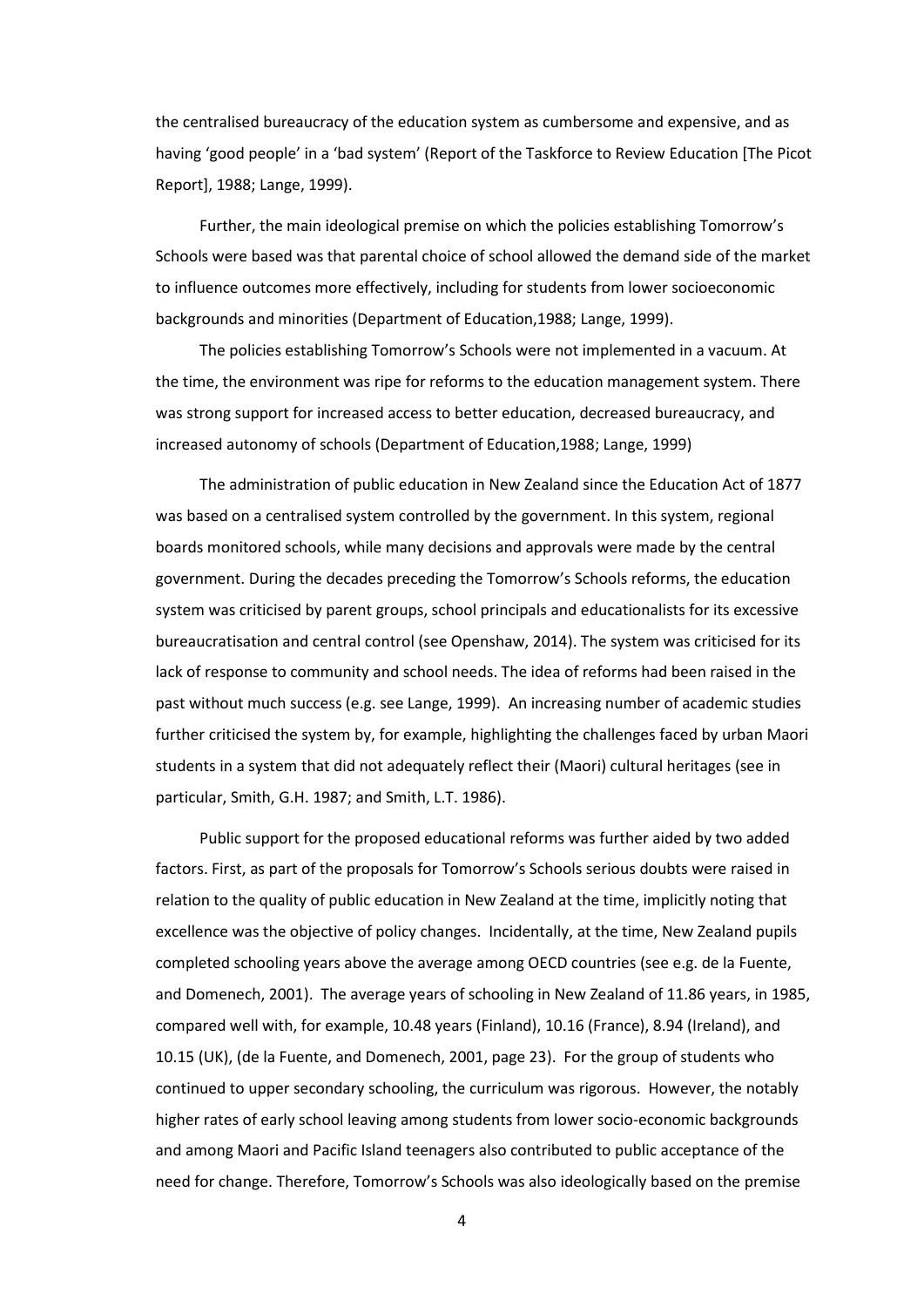the centralised bureaucracy of the education system as cumbersome and expensive, and as having 'good people' in a 'bad system' (Report of the Taskforce to Review Education [The Picot Report], 1988; Lange, 1999).

Further, the main ideological premise on which the policies establishing Tomorrow's Schools were based was that parental choice of school allowed the demand side of the market to influence outcomes more effectively, including for students from lower socioeconomic backgrounds and minorities (Department of Education,1988; Lange, 1999).

The policies establishing Tomorrow's Schools were not implemented in a vacuum. At the time, the environment was ripe for reforms to the education management system. There was strong support for increased access to better education, decreased bureaucracy, and increased autonomy of schools (Department of Education,1988; Lange, 1999)

The administration of public education in New Zealand since the Education Act of 1877 was based on a centralised system controlled by the government. In this system, regional boards monitored schools, while many decisions and approvals were made by the central government. During the decades preceding the Tomorrow's Schools reforms, the education system was criticised by parent groups, school principals and educationalists for its excessive bureaucratisation and central control (see Openshaw, 2014). The system was criticised for its lack of response to community and school needs. The idea of reforms had been raised in the past without much success (e.g. see Lange, 1999). An increasing number of academic studies further criticised the system by, for example, highlighting the challenges faced by urban Maori students in a system that did not adequately reflect their (Maori) cultural heritages (see in particular, Smith, G.H. 1987; and Smith, L.T. 1986).

Public support for the proposed educational reforms was further aided by two added factors. First, as part of the proposals for Tomorrow's Schools serious doubts were raised in relation to the quality of public education in New Zealand at the time, implicitly noting that excellence was the objective of policy changes. Incidentally, at the time, New Zealand pupils completed schooling years above the average among OECD countries (see e.g. de la Fuente, and Domenech, 2001). The average years of schooling in New Zealand of 11.86 years, in 1985, compared well with, for example, 10.48 years (Finland), 10.16 (France), 8.94 (Ireland), and 10.15 (UK), (de la Fuente, and Domenech, 2001, page 23). For the group of students who continued to upper secondary schooling, the curriculum was rigorous. However, the notably higher rates of early school leaving among students from lower socio-economic backgrounds and among Maori and Pacific Island teenagers also contributed to public acceptance of the need for change. Therefore, Tomorrow's Schools was also ideologically based on the premise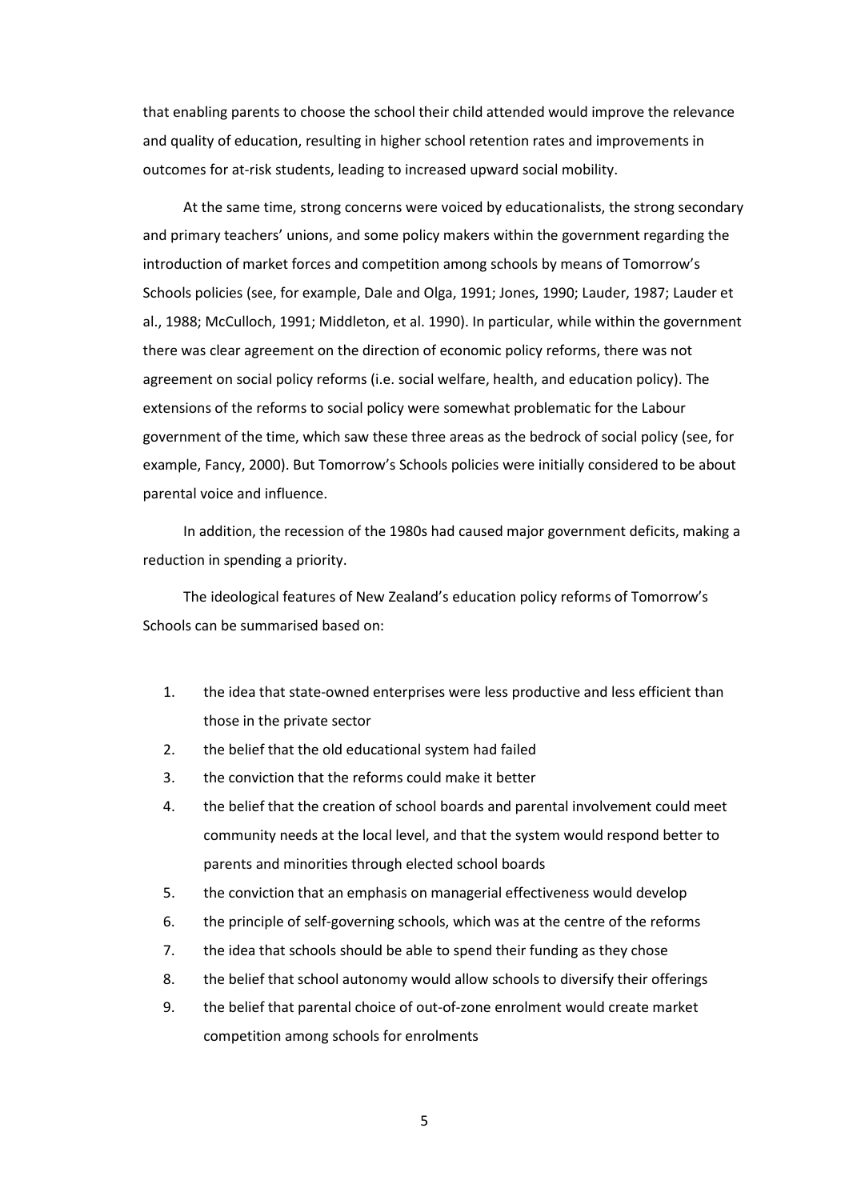that enabling parents to choose the school their child attended would improve the relevance and quality of education, resulting in higher school retention rates and improvements in outcomes for at-risk students, leading to increased upward social mobility.

At the same time, strong concerns were voiced by educationalists, the strong secondary and primary teachers' unions, and some policy makers within the government regarding the introduction of market forces and competition among schools by means of Tomorrow's Schools policies (see, for example, Dale and Olga, 1991; Jones, 1990; Lauder, 1987; Lauder et al., 1988; McCulloch, 1991; Middleton, et al. 1990). In particular, while within the government there was clear agreement on the direction of economic policy reforms, there was not agreement on social policy reforms (i.e. social welfare, health, and education policy). The extensions of the reforms to social policy were somewhat problematic for the Labour government of the time, which saw these three areas as the bedrock of social policy (see, for example, Fancy, 2000). But Tomorrow's Schools policies were initially considered to be about parental voice and influence.

In addition, the recession of the 1980s had caused major government deficits, making a reduction in spending a priority.

The ideological features of New Zealand's education policy reforms of Tomorrow's Schools can be summarised based on:

1. the idea that state-owned enterprises were less productive and less efficient than those in the private sector
2. the belief that the old educational system had failed
3. the conviction that the reforms could make it better
4. the belief that the creation of school boards and parental involvement could meet community needs at the local level, and that the system would respond better to parents and minorities through elected school boards
5. the conviction that an emphasis on managerial effectiveness would develop
6. the principle of self-governing schools, which was at the centre of the reforms
7. the idea that schools should be able to spend their funding as they chose
8. the belief that school autonomy would allow schools to diversify their offerings
9. the belief that parental choice of out-of-zone enrolment would create market competition among schools for enrolments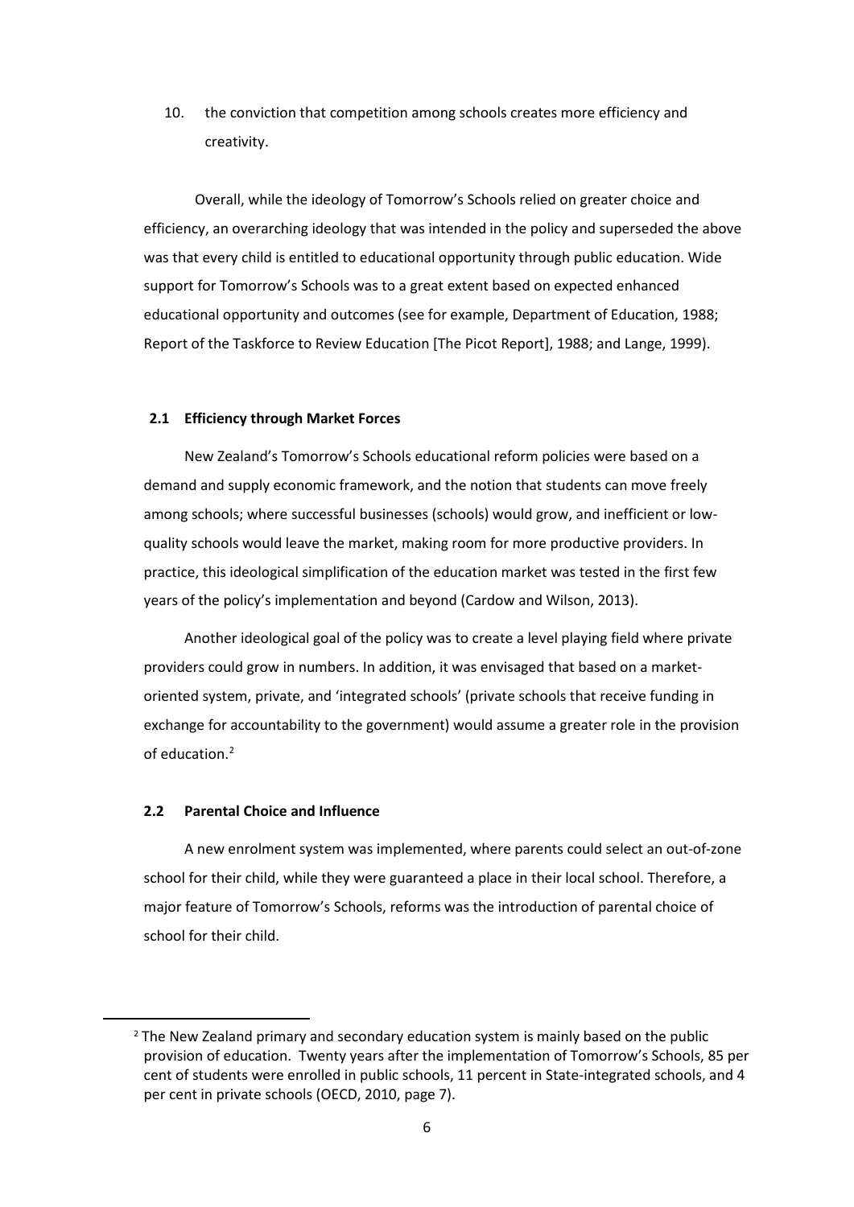10. the conviction that competition among schools creates more efficiency and creativity.

Overall, while the ideology of Tomorrow's Schools relied on greater choice and efficiency, an overarching ideology that was intended in the policy and superseded the above was that every child is entitled to educational opportunity through public education. Wide support for Tomorrow's Schools was to a great extent based on expected enhanced educational opportunity and outcomes (see for example, Department of Education, 1988; Report of the Taskforce to Review Education [The Picot Report], 1988; and Lange, 1999).

### 2.1 Efficiency through Market Forces

New Zealand's Tomorrow's Schools educational reform policies were based on a demand and supply economic framework, and the notion that students can move freely among schools; where successful businesses (schools) would grow, and inefficient or low-quality schools would leave the market, making room for more productive providers. In practice, this ideological simplification of the education market was tested in the first few years of the policy's implementation and beyond (Cardow and Wilson, 2013).

Another ideological goal of the policy was to create a level playing field where private providers could grow in numbers. In addition, it was envisaged that based on a market-oriented system, private, and 'integrated schools' (private schools that receive funding in exchange for accountability to the government) would assume a greater role in the provision of education.[2]

### 2.2 Parental Choice and Influence

A new enrolment system was implemented, where parents could select an out-of-zone school for their child, while they were guaranteed a place in their local school. Therefore, a major feature of Tomorrow's Schools, reforms was the introduction of parental choice of school for their child.

---

[2] The New Zealand primary and secondary education system is mainly based on the public provision of education. Twenty years after the implementation of Tomorrow's Schools, 85 per cent of students were enrolled in public schools, 11 percent in State-integrated schools, and 4 per cent in private schools (OECD, 2010, page 7).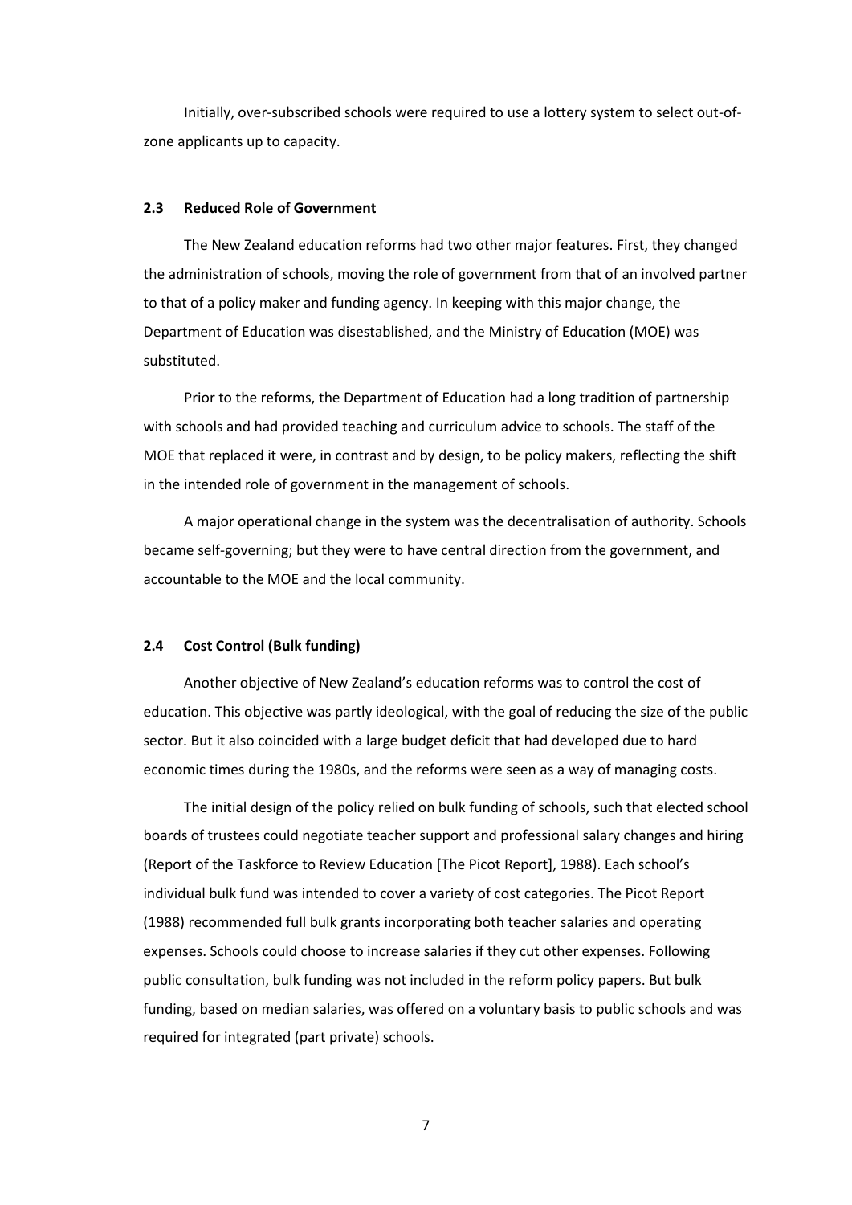Initially, over-subscribed schools were required to use a lottery system to select out-of-zone applicants up to capacity.

### 2.3 Reduced Role of Government

The New Zealand education reforms had two other major features. First, they changed the administration of schools, moving the role of government from that of an involved partner to that of a policy maker and funding agency. In keeping with this major change, the Department of Education was disestablished, and the Ministry of Education (MOE) was substituted.

Prior to the reforms, the Department of Education had a long tradition of partnership with schools and had provided teaching and curriculum advice to schools. The staff of the MOE that replaced it were, in contrast and by design, to be policy makers, reflecting the shift in the intended role of government in the management of schools.

A major operational change in the system was the decentralisation of authority. Schools became self-governing; but they were to have central direction from the government, and accountable to the MOE and the local community.

### 2.4 Cost Control (Bulk funding)

Another objective of New Zealand's education reforms was to control the cost of education. This objective was partly ideological, with the goal of reducing the size of the public sector. But it also coincided with a large budget deficit that had developed due to hard economic times during the 1980s, and the reforms were seen as a way of managing costs.

The initial design of the policy relied on bulk funding of schools, such that elected school boards of trustees could negotiate teacher support and professional salary changes and hiring (Report of the Taskforce to Review Education [The Picot Report], 1988). Each school's individual bulk fund was intended to cover a variety of cost categories. The Picot Report (1988) recommended full bulk grants incorporating both teacher salaries and operating expenses. Schools could choose to increase salaries if they cut other expenses. Following public consultation, bulk funding was not included in the reform policy papers. But bulk funding, based on median salaries, was offered on a voluntary basis to public schools and was required for integrated (part private) schools.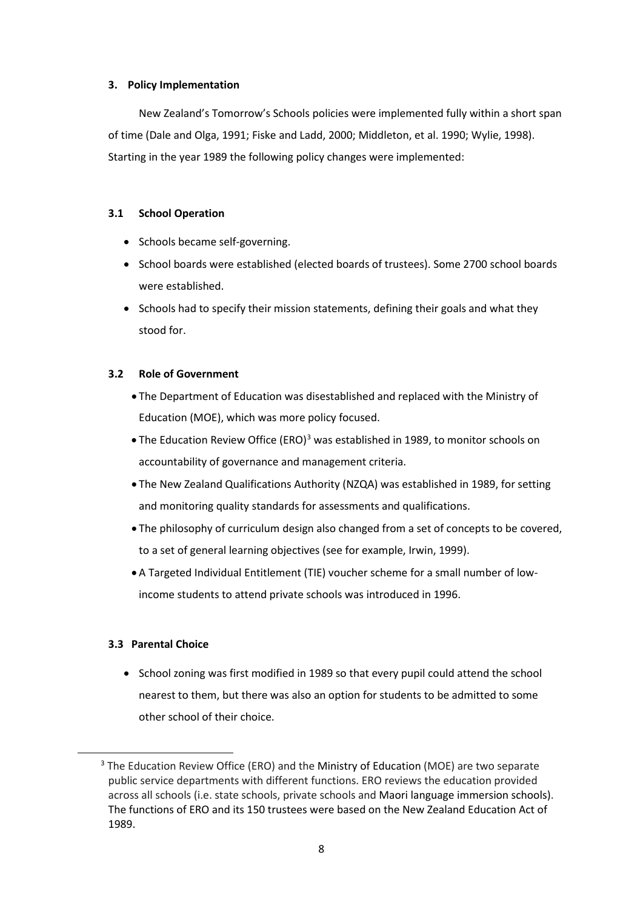## 3. Policy Implementation

New Zealand's Tomorrow's Schools policies were implemented fully within a short span of time (Dale and Olga, 1991; Fiske and Ladd, 2000; Middleton, et al. 1990; Wylie, 1998). Starting in the year 1989 the following policy changes were implemented:

### 3.1 School Operation

- Schools became self-governing.
- School boards were established (elected boards of trustees). Some 2700 school boards were established.
- Schools had to specify their mission statements, defining their goals and what they stood for.

### 3.2 Role of Government

- The Department of Education was disestablished and replaced with the Ministry of Education (MOE), which was more policy focused.
- The Education Review Office (ERO)[3] was established in 1989, to monitor schools on accountability of governance and management criteria.
- The New Zealand Qualifications Authority (NZQA) was established in 1989, for setting and monitoring quality standards for assessments and qualifications.
- The philosophy of curriculum design also changed from a set of concepts to be covered, to a set of general learning objectives (see for example, Irwin, 1999).
- A Targeted Individual Entitlement (TIE) voucher scheme for a small number of low-income students to attend private schools was introduced in 1996.

### 3.3 Parental Choice

- School zoning was first modified in 1989 so that every pupil could attend the school nearest to them, but there was also an option for students to be admitted to some other school of their choice.

[3] The Education Review Office (ERO) and the Ministry of Education (MOE) are two separate public service departments with different functions. ERO reviews the education provided across all schools (i.e. state schools, private schools and Maori language immersion schools). The functions of ERO and its 150 trustees were based on the New Zealand Education Act of 1989.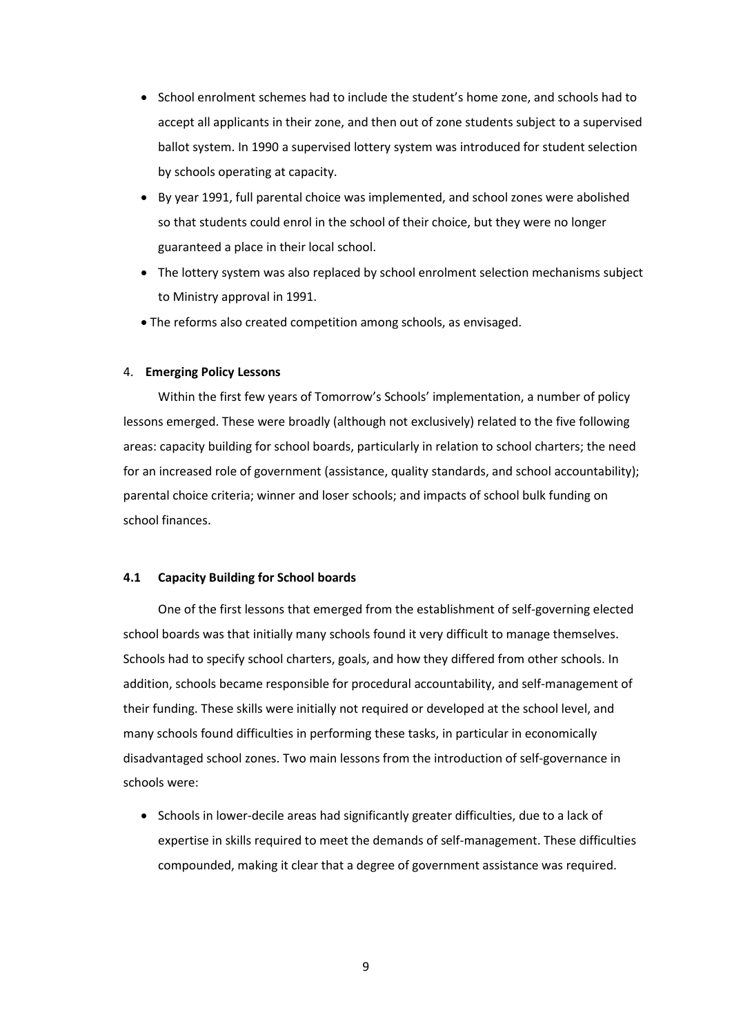- School enrolment schemes had to include the student's home zone, and schools had to accept all applicants in their zone, and then out of zone students subject to a supervised ballot system. In 1990 a supervised lottery system was introduced for student selection by schools operating at capacity.
- By year 1991, full parental choice was implemented, and school zones were abolished so that students could enrol in the school of their choice, but they were no longer guaranteed a place in their local school.
- The lottery system was also replaced by school enrolment selection mechanisms subject to Ministry approval in 1991.
- The reforms also created competition among schools, as envisaged.

## 4. **Emerging Policy Lessons**

Within the first few years of Tomorrow's Schools' implementation, a number of policy lessons emerged. These were broadly (although not exclusively) related to the five following areas: capacity building for school boards, particularly in relation to school charters; the need for an increased role of government (assistance, quality standards, and school accountability); parental choice criteria; winner and loser schools; and impacts of school bulk funding on school finances.

### 4.1 Capacity Building for School boards

One of the first lessons that emerged from the establishment of self-governing elected school boards was that initially many schools found it very difficult to manage themselves. Schools had to specify school charters, goals, and how they differed from other schools. In addition, schools became responsible for procedural accountability, and self-management of their funding. These skills were initially not required or developed at the school level, and many schools found difficulties in performing these tasks, in particular in economically disadvantaged school zones. Two main lessons from the introduction of self-governance in schools were:

- Schools in lower-decile areas had significantly greater difficulties, due to a lack of expertise in skills required to meet the demands of self-management. These difficulties compounded, making it clear that a degree of government assistance was required.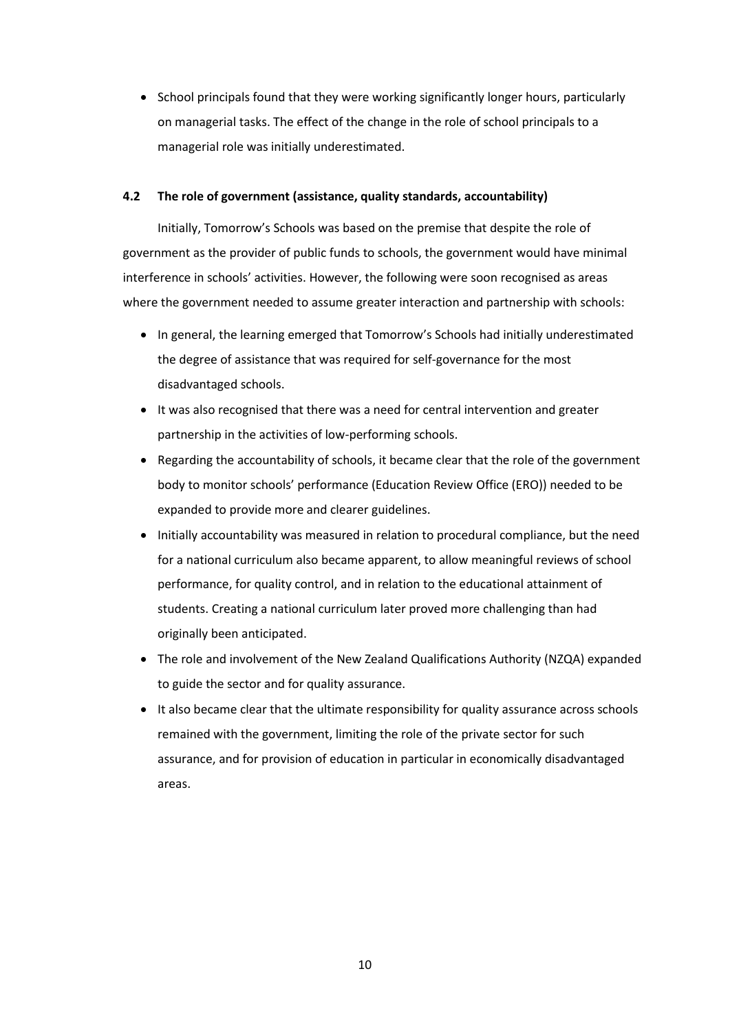- School principals found that they were working significantly longer hours, particularly on managerial tasks. The effect of the change in the role of school principals to a managerial role was initially underestimated.

### 4.2 The role of government (assistance, quality standards, accountability)

Initially, Tomorrow's Schools was based on the premise that despite the role of government as the provider of public funds to schools, the government would have minimal interference in schools' activities. However, the following were soon recognised as areas where the government needed to assume greater interaction and partnership with schools:

- In general, the learning emerged that Tomorrow's Schools had initially underestimated the degree of assistance that was required for self-governance for the most disadvantaged schools.
- It was also recognised that there was a need for central intervention and greater partnership in the activities of low-performing schools.
- Regarding the accountability of schools, it became clear that the role of the government body to monitor schools' performance (Education Review Office (ERO)) needed to be expanded to provide more and clearer guidelines.
- Initially accountability was measured in relation to procedural compliance, but the need for a national curriculum also became apparent, to allow meaningful reviews of school performance, for quality control, and in relation to the educational attainment of students. Creating a national curriculum later proved more challenging than had originally been anticipated.
- The role and involvement of the New Zealand Qualifications Authority (NZQA) expanded to guide the sector and for quality assurance.
- It also became clear that the ultimate responsibility for quality assurance across schools remained with the government, limiting the role of the private sector for such assurance, and for provision of education in particular in economically disadvantaged areas.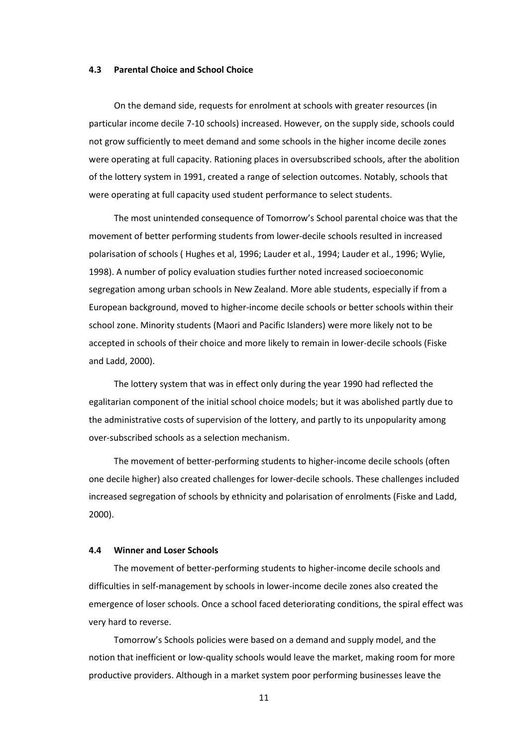### 4.3 Parental Choice and School Choice

On the demand side, requests for enrolment at schools with greater resources (in particular income decile 7-10 schools) increased. However, on the supply side, schools could not grow sufficiently to meet demand and some schools in the higher income decile zones were operating at full capacity. Rationing places in oversubscribed schools, after the abolition of the lottery system in 1991, created a range of selection outcomes. Notably, schools that were operating at full capacity used student performance to select students.

The most unintended consequence of Tomorrow's School parental choice was that the movement of better performing students from lower-decile schools resulted in increased polarisation of schools ( Hughes et al, 1996; Lauder et al., 1994; Lauder et al., 1996; Wylie, 1998). A number of policy evaluation studies further noted increased socioeconomic segregation among urban schools in New Zealand. More able students, especially if from a European background, moved to higher-income decile schools or better schools within their school zone. Minority students (Maori and Pacific Islanders) were more likely not to be accepted in schools of their choice and more likely to remain in lower-decile schools (Fiske and Ladd, 2000).

The lottery system that was in effect only during the year 1990 had reflected the egalitarian component of the initial school choice models; but it was abolished partly due to the administrative costs of supervision of the lottery, and partly to its unpopularity among over-subscribed schools as a selection mechanism.

The movement of better-performing students to higher-income decile schools (often one decile higher) also created challenges for lower-decile schools. These challenges included increased segregation of schools by ethnicity and polarisation of enrolments (Fiske and Ladd, 2000).

### 4.4 Winner and Loser Schools

The movement of better-performing students to higher-income decile schools and difficulties in self-management by schools in lower-income decile zones also created the emergence of loser schools. Once a school faced deteriorating conditions, the spiral effect was very hard to reverse.

Tomorrow's Schools policies were based on a demand and supply model, and the notion that inefficient or low-quality schools would leave the market, making room for more productive providers. Although in a market system poor performing businesses leave the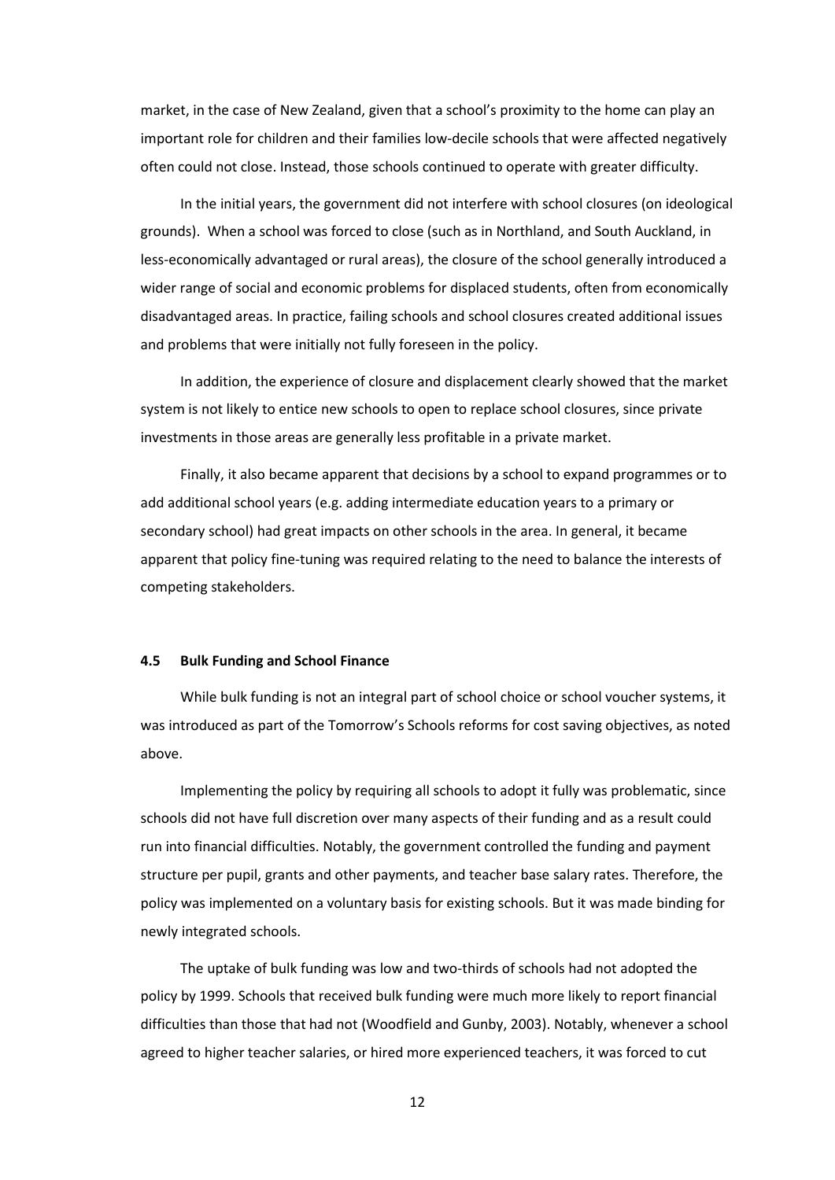market, in the case of New Zealand, given that a school's proximity to the home can play an important role for children and their families low-decile schools that were affected negatively often could not close. Instead, those schools continued to operate with greater difficulty.

In the initial years, the government did not interfere with school closures (on ideological grounds). When a school was forced to close (such as in Northland, and South Auckland, in less-economically advantaged or rural areas), the closure of the school generally introduced a wider range of social and economic problems for displaced students, often from economically disadvantaged areas. In practice, failing schools and school closures created additional issues and problems that were initially not fully foreseen in the policy.

In addition, the experience of closure and displacement clearly showed that the market system is not likely to entice new schools to open to replace school closures, since private investments in those areas are generally less profitable in a private market.

Finally, it also became apparent that decisions by a school to expand programmes or to add additional school years (e.g. adding intermediate education years to a primary or secondary school) had great impacts on other schools in the area. In general, it became apparent that policy fine-tuning was required relating to the need to balance the interests of competing stakeholders.

### 4.5 Bulk Funding and School Finance

While bulk funding is not an integral part of school choice or school voucher systems, it was introduced as part of the Tomorrow's Schools reforms for cost saving objectives, as noted above.

Implementing the policy by requiring all schools to adopt it fully was problematic, since schools did not have full discretion over many aspects of their funding and as a result could run into financial difficulties. Notably, the government controlled the funding and payment structure per pupil, grants and other payments, and teacher base salary rates. Therefore, the policy was implemented on a voluntary basis for existing schools. But it was made binding for newly integrated schools.

The uptake of bulk funding was low and two-thirds of schools had not adopted the policy by 1999. Schools that received bulk funding were much more likely to report financial difficulties than those that had not (Woodfield and Gunby, 2003). Notably, whenever a school agreed to higher teacher salaries, or hired more experienced teachers, it was forced to cut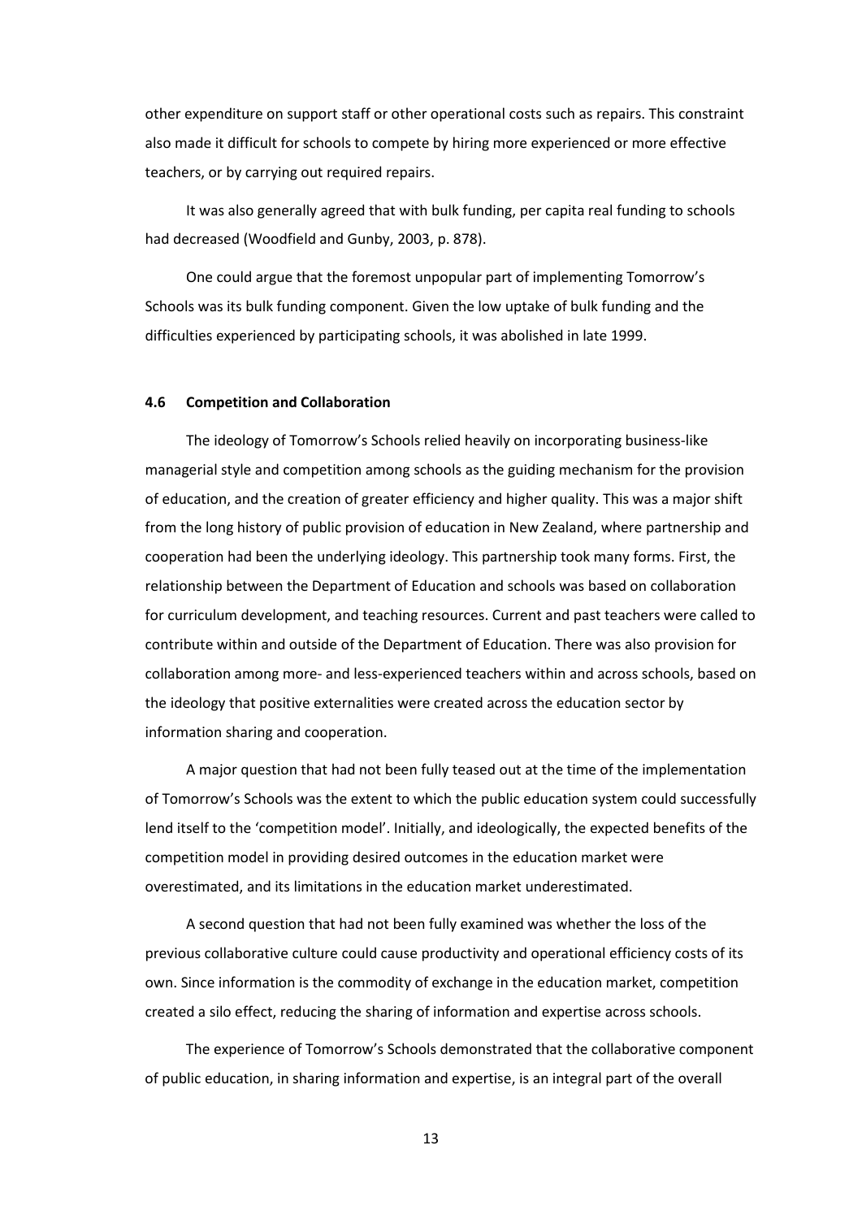other expenditure on support staff or other operational costs such as repairs. This constraint also made it difficult for schools to compete by hiring more experienced or more effective teachers, or by carrying out required repairs.

It was also generally agreed that with bulk funding, per capita real funding to schools had decreased (Woodfield and Gunby, 2003, p. 878).

One could argue that the foremost unpopular part of implementing Tomorrow's Schools was its bulk funding component. Given the low uptake of bulk funding and the difficulties experienced by participating schools, it was abolished in late 1999.

### 4.6 Competition and Collaboration

The ideology of Tomorrow's Schools relied heavily on incorporating business-like managerial style and competition among schools as the guiding mechanism for the provision of education, and the creation of greater efficiency and higher quality. This was a major shift from the long history of public provision of education in New Zealand, where partnership and cooperation had been the underlying ideology. This partnership took many forms. First, the relationship between the Department of Education and schools was based on collaboration for curriculum development, and teaching resources. Current and past teachers were called to contribute within and outside of the Department of Education. There was also provision for collaboration among more- and less-experienced teachers within and across schools, based on the ideology that positive externalities were created across the education sector by information sharing and cooperation.

A major question that had not been fully teased out at the time of the implementation of Tomorrow's Schools was the extent to which the public education system could successfully lend itself to the 'competition model'. Initially, and ideologically, the expected benefits of the competition model in providing desired outcomes in the education market were overestimated, and its limitations in the education market underestimated.

A second question that had not been fully examined was whether the loss of the previous collaborative culture could cause productivity and operational efficiency costs of its own. Since information is the commodity of exchange in the education market, competition created a silo effect, reducing the sharing of information and expertise across schools.

The experience of Tomorrow's Schools demonstrated that the collaborative component of public education, in sharing information and expertise, is an integral part of the overall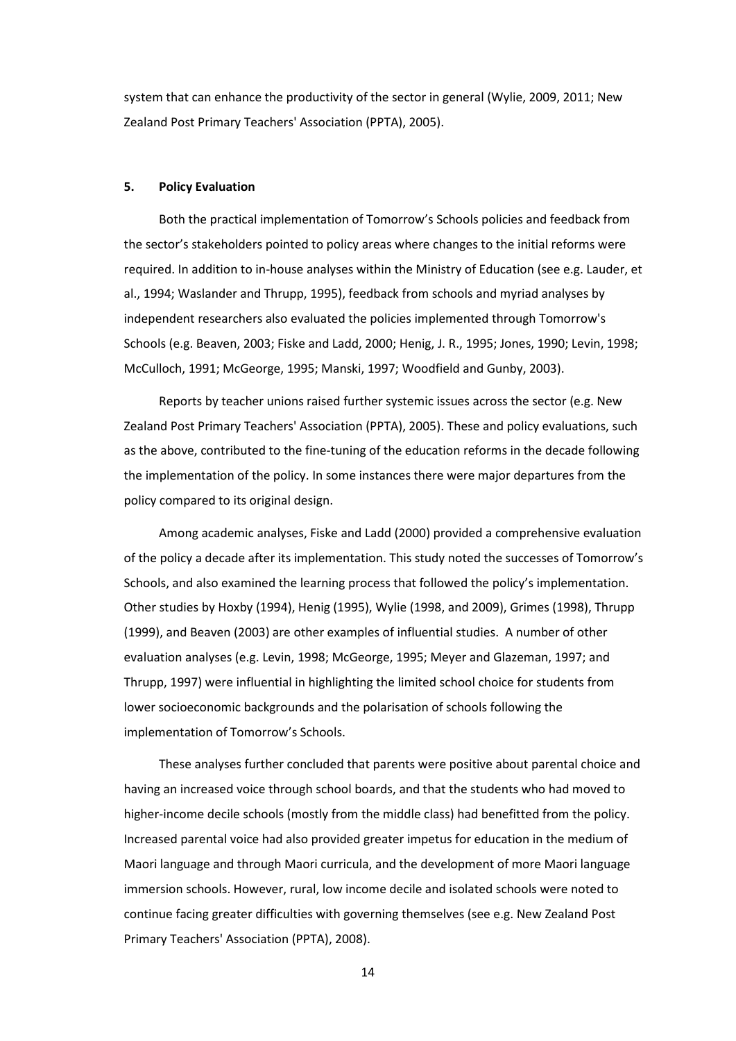system that can enhance the productivity of the sector in general (Wylie, 2009, 2011; New Zealand Post Primary Teachers' Association (PPTA), 2005).

## 5. Policy Evaluation

Both the practical implementation of Tomorrow's Schools policies and feedback from the sector's stakeholders pointed to policy areas where changes to the initial reforms were required. In addition to in-house analyses within the Ministry of Education (see e.g. Lauder, et al., 1994; Waslander and Thrupp, 1995), feedback from schools and myriad analyses by independent researchers also evaluated the policies implemented through Tomorrow's Schools (e.g. Beaven, 2003; Fiske and Ladd, 2000; Henig, J. R., 1995; Jones, 1990; Levin, 1998; McCulloch, 1991; McGeorge, 1995; Manski, 1997; Woodfield and Gunby, 2003).

Reports by teacher unions raised further systemic issues across the sector (e.g. New Zealand Post Primary Teachers' Association (PPTA), 2005). These and policy evaluations, such as the above, contributed to the fine-tuning of the education reforms in the decade following the implementation of the policy. In some instances there were major departures from the policy compared to its original design.

Among academic analyses, Fiske and Ladd (2000) provided a comprehensive evaluation of the policy a decade after its implementation. This study noted the successes of Tomorrow's Schools, and also examined the learning process that followed the policy's implementation. Other studies by Hoxby (1994), Henig (1995), Wylie (1998, and 2009), Grimes (1998), Thrupp (1999), and Beaven (2003) are other examples of influential studies. A number of other evaluation analyses (e.g. Levin, 1998; McGeorge, 1995; Meyer and Glazeman, 1997; and Thrupp, 1997) were influential in highlighting the limited school choice for students from lower socioeconomic backgrounds and the polarisation of schools following the implementation of Tomorrow's Schools.

These analyses further concluded that parents were positive about parental choice and having an increased voice through school boards, and that the students who had moved to higher-income decile schools (mostly from the middle class) had benefitted from the policy. Increased parental voice had also provided greater impetus for education in the medium of Maori language and through Maori curricula, and the development of more Maori language immersion schools. However, rural, low income decile and isolated schools were noted to continue facing greater difficulties with governing themselves (see e.g. New Zealand Post Primary Teachers' Association (PPTA), 2008).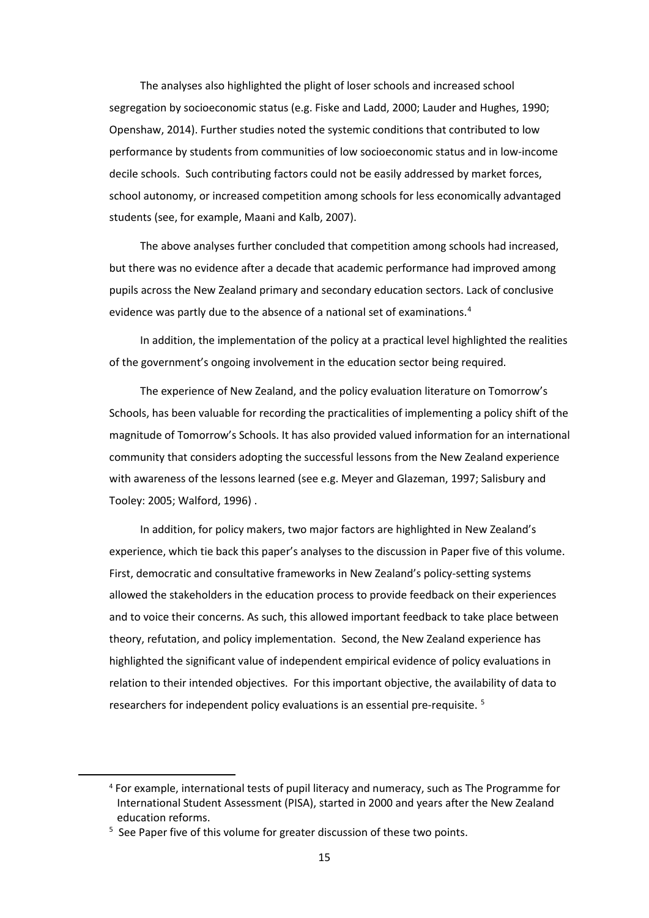The analyses also highlighted the plight of loser schools and increased school segregation by socioeconomic status (e.g. Fiske and Ladd, 2000; Lauder and Hughes, 1990; Openshaw, 2014). Further studies noted the systemic conditions that contributed to low performance by students from communities of low socioeconomic status and in low-income decile schools. Such contributing factors could not be easily addressed by market forces, school autonomy, or increased competition among schools for less economically advantaged students (see, for example, Maani and Kalb, 2007).

The above analyses further concluded that competition among schools had increased, but there was no evidence after a decade that academic performance had improved among pupils across the New Zealand primary and secondary education sectors. Lack of conclusive evidence was partly due to the absence of a national set of examinations.[4]

In addition, the implementation of the policy at a practical level highlighted the realities of the government's ongoing involvement in the education sector being required.

The experience of New Zealand, and the policy evaluation literature on Tomorrow's Schools, has been valuable for recording the practicalities of implementing a policy shift of the magnitude of Tomorrow's Schools. It has also provided valued information for an international community that considers adopting the successful lessons from the New Zealand experience with awareness of the lessons learned (see e.g. Meyer and Glazeman, 1997; Salisbury and Tooley: 2005; Walford, 1996) .

In addition, for policy makers, two major factors are highlighted in New Zealand's experience, which tie back this paper's analyses to the discussion in Paper five of this volume. First, democratic and consultative frameworks in New Zealand's policy-setting systems allowed the stakeholders in the education process to provide feedback on their experiences and to voice their concerns. As such, this allowed important feedback to take place between theory, refutation, and policy implementation. Second, the New Zealand experience has highlighted the significant value of independent empirical evidence of policy evaluations in relation to their intended objectives. For this important objective, the availability of data to researchers for independent policy evaluations is an essential pre-requisite. [5]

---

[4] For example, international tests of pupil literacy and numeracy, such as The Programme for International Student Assessment (PISA), started in 2000 and years after the New Zealand education reforms.

[5] See Paper five of this volume for greater discussion of these two points.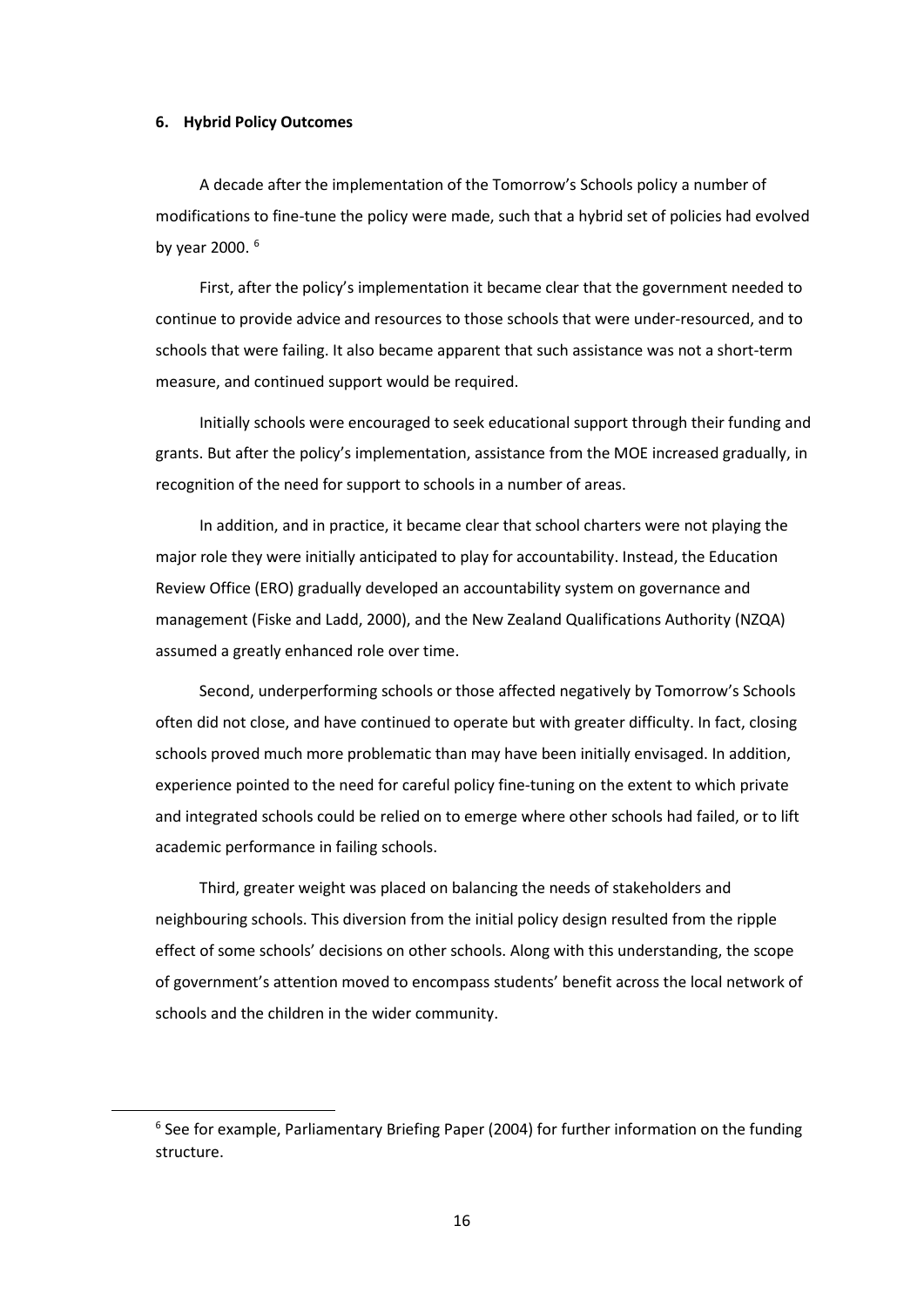## 6. Hybrid Policy Outcomes

A decade after the implementation of the Tomorrow's Schools policy a number of modifications to fine-tune the policy were made, such that a hybrid set of policies had evolved by year 2000. [6]

First, after the policy's implementation it became clear that the government needed to continue to provide advice and resources to those schools that were under-resourced, and to schools that were failing. It also became apparent that such assistance was not a short-term measure, and continued support would be required.

Initially schools were encouraged to seek educational support through their funding and grants. But after the policy's implementation, assistance from the MOE increased gradually, in recognition of the need for support to schools in a number of areas.

In addition, and in practice, it became clear that school charters were not playing the major role they were initially anticipated to play for accountability. Instead, the Education Review Office (ERO) gradually developed an accountability system on governance and management (Fiske and Ladd, 2000), and the New Zealand Qualifications Authority (NZQA) assumed a greatly enhanced role over time.

Second, underperforming schools or those affected negatively by Tomorrow's Schools often did not close, and have continued to operate but with greater difficulty. In fact, closing schools proved much more problematic than may have been initially envisaged. In addition, experience pointed to the need for careful policy fine-tuning on the extent to which private and integrated schools could be relied on to emerge where other schools had failed, or to lift academic performance in failing schools.

Third, greater weight was placed on balancing the needs of stakeholders and neighbouring schools. This diversion from the initial policy design resulted from the ripple effect of some schools' decisions on other schools. Along with this understanding, the scope of government's attention moved to encompass students' benefit across the local network of schools and the children in the wider community.

[6] See for example, Parliamentary Briefing Paper (2004) for further information on the funding structure.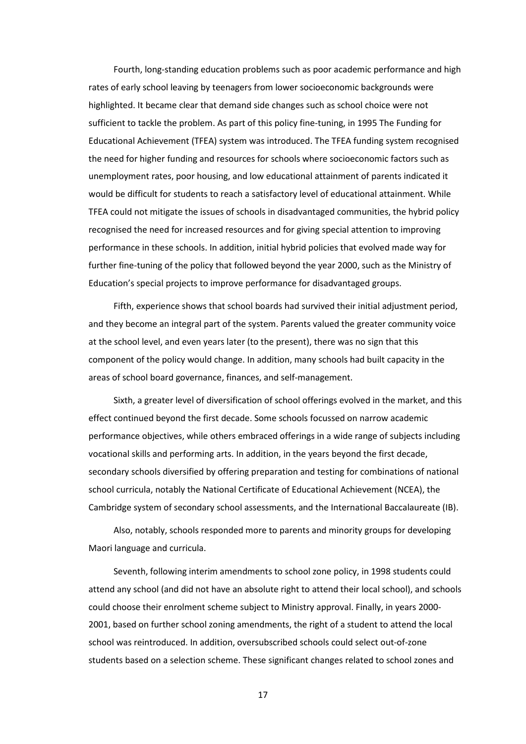Fourth, long-standing education problems such as poor academic performance and high rates of early school leaving by teenagers from lower socioeconomic backgrounds were highlighted. It became clear that demand side changes such as school choice were not sufficient to tackle the problem. As part of this policy fine-tuning, in 1995 The Funding for Educational Achievement (TFEA) system was introduced. The TFEA funding system recognised the need for higher funding and resources for schools where socioeconomic factors such as unemployment rates, poor housing, and low educational attainment of parents indicated it would be difficult for students to reach a satisfactory level of educational attainment. While TFEA could not mitigate the issues of schools in disadvantaged communities, the hybrid policy recognised the need for increased resources and for giving special attention to improving performance in these schools. In addition, initial hybrid policies that evolved made way for further fine-tuning of the policy that followed beyond the year 2000, such as the Ministry of Education's special projects to improve performance for disadvantaged groups.

Fifth, experience shows that school boards had survived their initial adjustment period, and they become an integral part of the system. Parents valued the greater community voice at the school level, and even years later (to the present), there was no sign that this component of the policy would change. In addition, many schools had built capacity in the areas of school board governance, finances, and self-management.

Sixth, a greater level of diversification of school offerings evolved in the market, and this effect continued beyond the first decade. Some schools focussed on narrow academic performance objectives, while others embraced offerings in a wide range of subjects including vocational skills and performing arts. In addition, in the years beyond the first decade, secondary schools diversified by offering preparation and testing for combinations of national school curricula, notably the National Certificate of Educational Achievement (NCEA), the Cambridge system of secondary school assessments, and the International Baccalaureate (IB).

Also, notably, schools responded more to parents and minority groups for developing Maori language and curricula.

Seventh, following interim amendments to school zone policy, in 1998 students could attend any school (and did not have an absolute right to attend their local school), and schools could choose their enrolment scheme subject to Ministry approval. Finally, in years 2000-2001, based on further school zoning amendments, the right of a student to attend the local school was reintroduced. In addition, oversubscribed schools could select out-of-zone students based on a selection scheme. These significant changes related to school zones and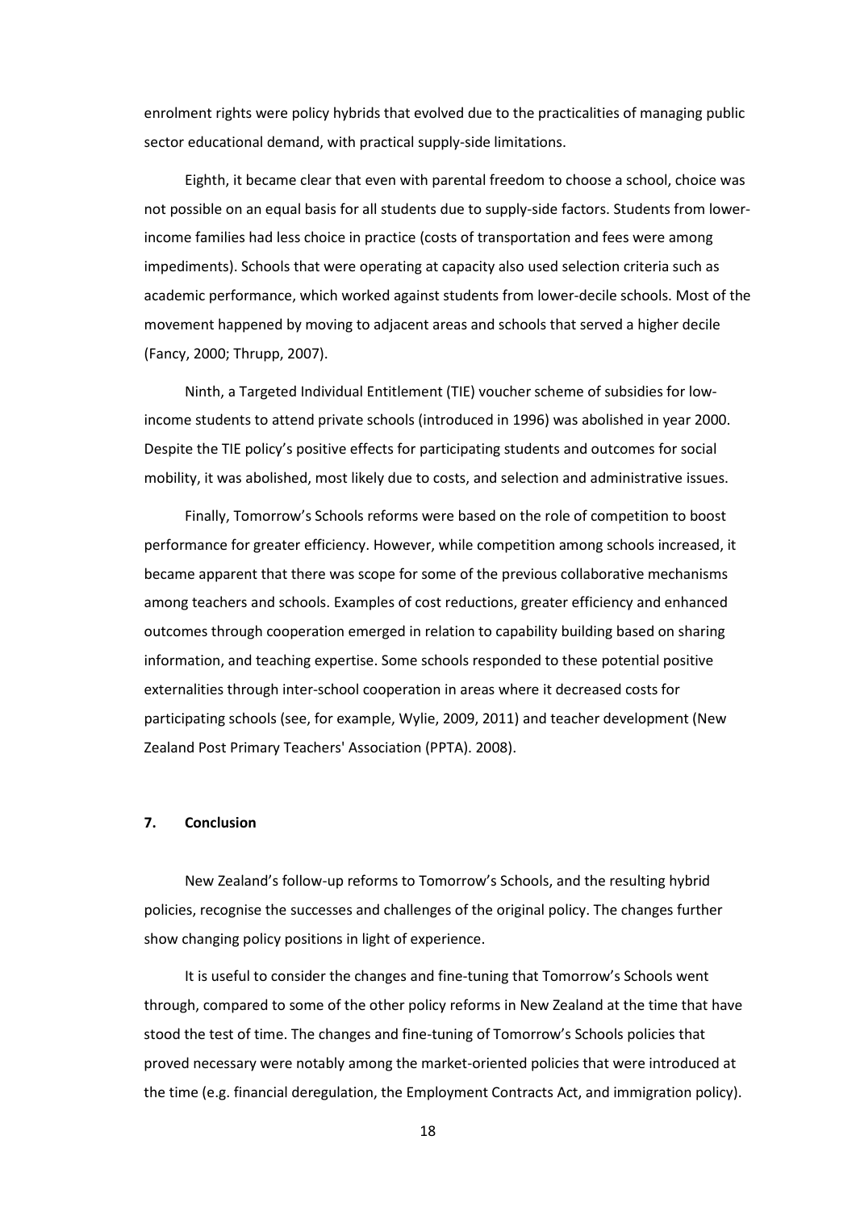enrolment rights were policy hybrids that evolved due to the practicalities of managing public sector educational demand, with practical supply-side limitations.

Eighth, it became clear that even with parental freedom to choose a school, choice was not possible on an equal basis for all students due to supply-side factors. Students from lower-income families had less choice in practice (costs of transportation and fees were among impediments). Schools that were operating at capacity also used selection criteria such as academic performance, which worked against students from lower-decile schools. Most of the movement happened by moving to adjacent areas and schools that served a higher decile (Fancy, 2000; Thrupp, 2007).

Ninth, a Targeted Individual Entitlement (TIE) voucher scheme of subsidies for low-income students to attend private schools (introduced in 1996) was abolished in year 2000. Despite the TIE policy's positive effects for participating students and outcomes for social mobility, it was abolished, most likely due to costs, and selection and administrative issues.

Finally, Tomorrow's Schools reforms were based on the role of competition to boost performance for greater efficiency. However, while competition among schools increased, it became apparent that there was scope for some of the previous collaborative mechanisms among teachers and schools. Examples of cost reductions, greater efficiency and enhanced outcomes through cooperation emerged in relation to capability building based on sharing information, and teaching expertise. Some schools responded to these potential positive externalities through inter-school cooperation in areas where it decreased costs for participating schools (see, for example, Wylie, 2009, 2011) and teacher development (New Zealand Post Primary Teachers' Association (PPTA). 2008).

## 7. Conclusion

New Zealand's follow-up reforms to Tomorrow's Schools, and the resulting hybrid policies, recognise the successes and challenges of the original policy. The changes further show changing policy positions in light of experience.

It is useful to consider the changes and fine-tuning that Tomorrow's Schools went through, compared to some of the other policy reforms in New Zealand at the time that have stood the test of time. The changes and fine-tuning of Tomorrow's Schools policies that proved necessary were notably among the market-oriented policies that were introduced at the time (e.g. financial deregulation, the Employment Contracts Act, and immigration policy).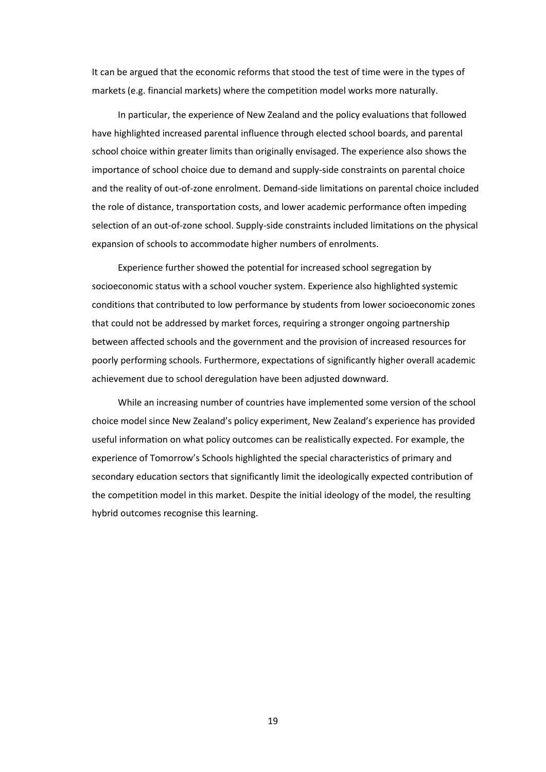It can be argued that the economic reforms that stood the test of time were in the types of markets (e.g. financial markets) where the competition model works more naturally.

In particular, the experience of New Zealand and the policy evaluations that followed have highlighted increased parental influence through elected school boards, and parental school choice within greater limits than originally envisaged. The experience also shows the importance of school choice due to demand and supply-side constraints on parental choice and the reality of out-of-zone enrolment. Demand-side limitations on parental choice included the role of distance, transportation costs, and lower academic performance often impeding selection of an out-of-zone school. Supply-side constraints included limitations on the physical expansion of schools to accommodate higher numbers of enrolments.

Experience further showed the potential for increased school segregation by socioeconomic status with a school voucher system. Experience also highlighted systemic conditions that contributed to low performance by students from lower socioeconomic zones that could not be addressed by market forces, requiring a stronger ongoing partnership between affected schools and the government and the provision of increased resources for poorly performing schools. Furthermore, expectations of significantly higher overall academic achievement due to school deregulation have been adjusted downward.

While an increasing number of countries have implemented some version of the school choice model since New Zealand's policy experiment, New Zealand's experience has provided useful information on what policy outcomes can be realistically expected. For example, the experience of Tomorrow's Schools highlighted the special characteristics of primary and secondary education sectors that significantly limit the ideologically expected contribution of the competition model in this market. Despite the initial ideology of the model, the resulting hybrid outcomes recognise this learning.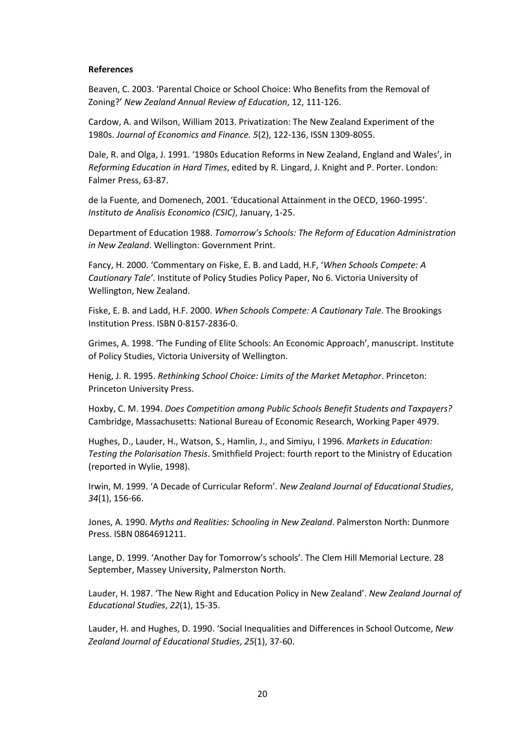**References**

Beaven, C. 2003. 'Parental Choice or School Choice: Who Benefits from the Removal of Zoning?' *New Zealand Annual Review of Education*, 12, 111-126.

Cardow, A. and Wilson, William 2013. Privatization: The New Zealand Experiment of the 1980s. *Journal of Economics and Finance. 5*(2), 122-136, ISSN 1309-8055.

Dale, R. and Olga, J. 1991. '1980s Education Reforms in New Zealand, England and Wales', in *Reforming Education in Hard Times*, edited by R. Lingard, J. Knight and P. Porter. London: Falmer Press, 63-87.

de la Fuente, and Domenech, 2001. 'Educational Attainment in the OECD, 1960-1995'. *Instituto de Analisis Economico (CSIC)*, January, 1-25.

Department of Education 1988. *Tomorrow's Schools: The Reform of Education Administration in New Zealand*. Wellington: Government Print.

Fancy, H. 2000. 'Commentary on Fiske, E. B. and Ladd, H.F, '*When Schools Compete: A Cautionary Tale'*. Institute of Policy Studies Policy Paper, No 6. Victoria University of Wellington, New Zealand.

Fiske, E. B. and Ladd, H.F. 2000. *When Schools Compete: A Cautionary Tale*. The Brookings Institution Press. ISBN 0-8157-2836-0.

Grimes, A. 1998. 'The Funding of Elite Schools: An Economic Approach', manuscript. Institute of Policy Studies, Victoria University of Wellington.

Henig, J. R. 1995. *Rethinking School Choice: Limits of the Market Metaphor*. Princeton: Princeton University Press.

Hoxby, C. M. 1994. *Does Competition among Public Schools Benefit Students and Taxpayers?* Cambridge, Massachusetts: National Bureau of Economic Research, Working Paper 4979.

Hughes, D., Lauder, H., Watson, S., Hamlin, J., and Simiyu, I 1996. *Markets in Education: Testing the Polarisation Thesis*. Smithfield Project: fourth report to the Ministry of Education (reported in Wylie, 1998).

Irwin, M. 1999. 'A Decade of Curricular Reform'. *New Zealand Journal of Educational Studies*, *34*(1), 156-66.

Jones, A. 1990. *Myths and Realities: Schooling in New Zealand*. Palmerston North: Dunmore Press. ISBN 0864691211.

Lange, D. 1999. 'Another Day for Tomorrow's schools'. The Clem Hill Memorial Lecture. 28 September, Massey University, Palmerston North.

Lauder, H. 1987. 'The New Right and Education Policy in New Zealand'. *New Zealand Journal of Educational Studies*, *22*(1), 15-35.

Lauder, H. and Hughes, D. 1990. 'Social Inequalities and Differences in School Outcome, *New Zealand Journal of Educational Studies*, *25*(1), 37-60.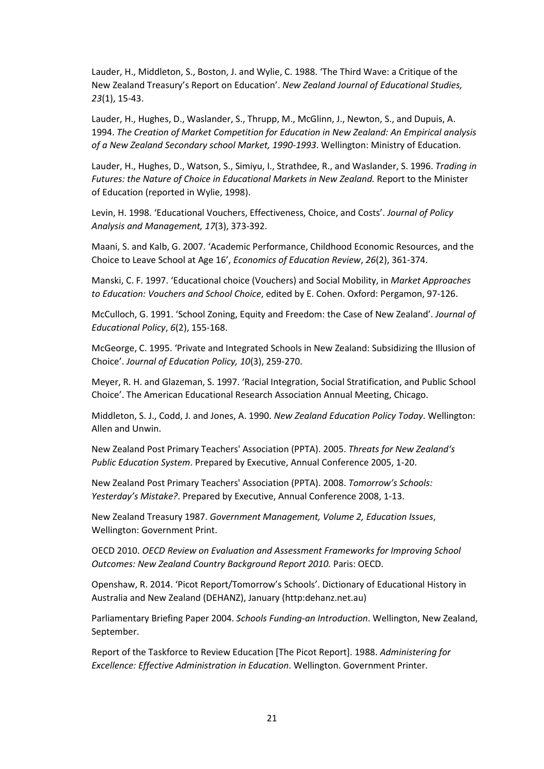Lauder, H., Middleton, S., Boston, J. and Wylie, C. 1988. 'The Third Wave: a Critique of the New Zealand Treasury's Report on Education'. *New Zealand Journal of Educational Studies, 23*(1), 15-43.

Lauder, H., Hughes, D., Waslander, S., Thrupp, M., McGlinn, J., Newton, S., and Dupuis, A. 1994. *The Creation of Market Competition for Education in New Zealand: An Empirical analysis of a New Zealand Secondary school Market, 1990-1993*. Wellington: Ministry of Education.

Lauder, H., Hughes, D., Watson, S., Simiyu, I., Strathdee, R., and Waslander, S. 1996. *Trading in Futures: the Nature of Choice in Educational Markets in New Zealand.* Report to the Minister of Education (reported in Wylie, 1998).

Levin, H. 1998. 'Educational Vouchers, Effectiveness, Choice, and Costs'. *Journal of Policy Analysis and Management, 17*(3), 373-392.

Maani, S. and Kalb, G. 2007. 'Academic Performance, Childhood Economic Resources, and the Choice to Leave School at Age 16', *Economics of Education Review*, *26*(2), 361-374.

Manski, C. F. 1997. 'Educational choice (Vouchers) and Social Mobility, in *Market Approaches to Education: Vouchers and School Choice*, edited by E. Cohen. Oxford: Pergamon, 97-126.

McCulloch, G. 1991. 'School Zoning, Equity and Freedom: the Case of New Zealand'. *Journal of Educational Policy*, *6*(2), 155-168.

McGeorge, C. 1995. 'Private and Integrated Schools in New Zealand: Subsidizing the Illusion of Choice'. *Journal of Education Policy, 10*(3), 259-270.

Meyer, R. H. and Glazeman, S. 1997. 'Racial Integration, Social Stratification, and Public School Choice'. The American Educational Research Association Annual Meeting, Chicago.

Middleton, S. J., Codd, J. and Jones, A. 1990. *New Zealand Education Policy Today*. Wellington: Allen and Unwin.

New Zealand Post Primary Teachers' Association (PPTA). 2005. *Threats for New Zealand's Public Education System*. Prepared by Executive, Annual Conference 2005, 1-20.

New Zealand Post Primary Teachers' Association (PPTA). 2008. *Tomorrow's Schools: Yesterday's Mistake?*. Prepared by Executive, Annual Conference 2008, 1-13.

New Zealand Treasury 1987. *Government Management, Volume 2, Education Issues*, Wellington: Government Print.

OECD 2010. *OECD Review on Evaluation and Assessment Frameworks for Improving School Outcomes: New Zealand Country Background Report 2010.* Paris: OECD.

Openshaw, R. 2014. 'Picot Report/Tomorrow's Schools'. Dictionary of Educational History in Australia and New Zealand (DEHANZ), January (http:dehanz.net.au)

Parliamentary Briefing Paper 2004. *Schools Funding-an Introduction*. Wellington, New Zealand, September.

Report of the Taskforce to Review Education [The Picot Report]. 1988. *Administering for Excellence: Effective Administration in Education*. Wellington. Government Printer.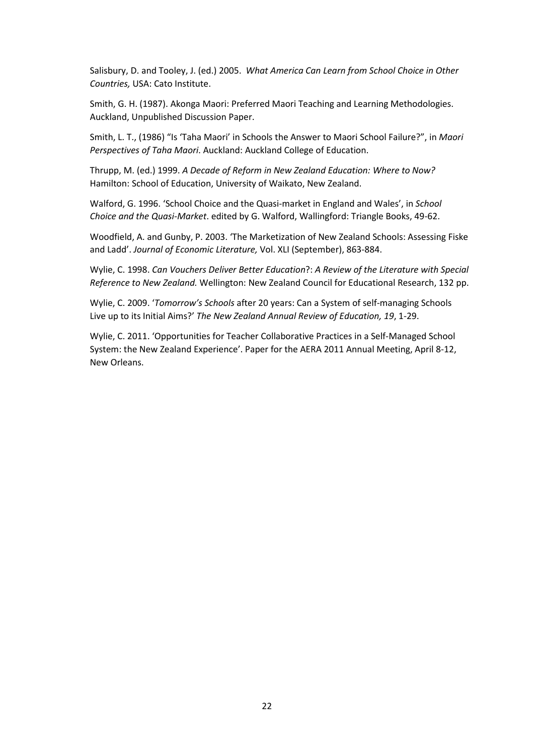Salisbury, D. and Tooley, J. (ed.) 2005. *What America Can Learn from School Choice in Other Countries,* USA: Cato Institute.

Smith, G. H. (1987). Akonga Maori: Preferred Maori Teaching and Learning Methodologies. Auckland, Unpublished Discussion Paper.

Smith, L. T., (1986) "Is 'Taha Maori' in Schools the Answer to Maori School Failure?", in *Maori Perspectives of Taha Maori*. Auckland: Auckland College of Education.

Thrupp, M. (ed.) 1999. *A Decade of Reform in New Zealand Education: Where to Now?* Hamilton: School of Education, University of Waikato, New Zealand.

Walford, G. 1996. 'School Choice and the Quasi-market in England and Wales', in *School Choice and the Quasi-Market*. edited by G. Walford, Wallingford: Triangle Books, 49-62.

Woodfield, A. and Gunby, P. 2003. 'The Marketization of New Zealand Schools: Assessing Fiske and Ladd'. *Journal of Economic Literature,* Vol. XLI (September), 863-884.

Wylie, C. 1998. *Can Vouchers Deliver Better Education*?: *A Review of the Literature with Special Reference to New Zealand.* Wellington: New Zealand Council for Educational Research, 132 pp.

Wylie, C. 2009. '*Tomorrow's Schools* after 20 years: Can a System of self-managing Schools Live up to its Initial Aims?' *The New Zealand Annual Review of Education, 19*, 1-29.

Wylie, C. 2011. 'Opportunities for Teacher Collaborative Practices in a Self-Managed School System: the New Zealand Experience'. Paper for the AERA 2011 Annual Meeting, April 8-12, New Orleans.